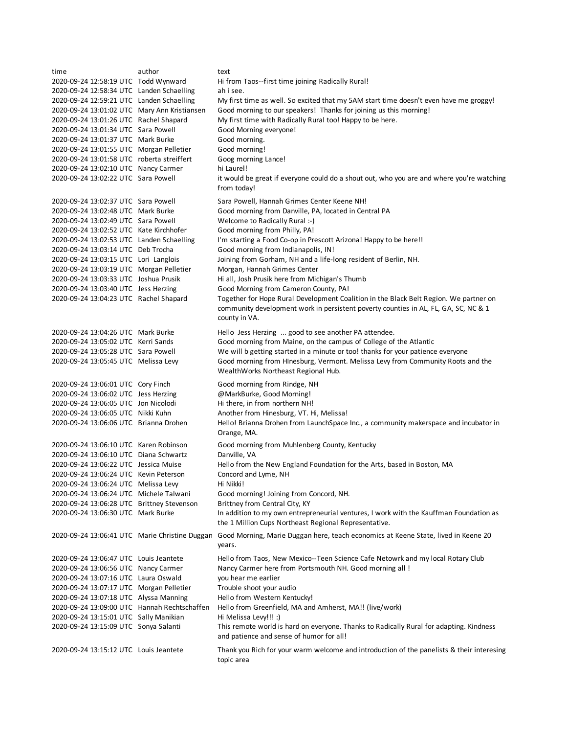| time | author | text |
|---|---|---|
| 2020-09-24 12:58:19 UTC | Todd Wynward | Hi from Taos--first time joining Radically Rural! |
| 2020-09-24 12:58:34 UTC | Landen Schaelling | ah i see. |
| 2020-09-24 12:59:21 UTC | Landen Schaelling | My first time as well. So excited that my 5AM start time doesn't even have me groggy! |
| 2020-09-24 13:01:02 UTC | Mary Ann Kristiansen | Good morning to our speakers! Thanks for joining us this morning! |
| 2020-09-24 13:01:26 UTC | Rachel Shapard | My first time with Radically Rural too! Happy to be here. |
| 2020-09-24 13:01:34 UTC | Sara Powell | Good Morning everyone! |
| 2020-09-24 13:01:37 UTC | Mark Burke | Good morning. |
| 2020-09-24 13:01:55 UTC | Morgan Pelletier | Good morning! |
| 2020-09-24 13:01:58 UTC | roberta streiffert | Goog morning Lance! |
| 2020-09-24 13:02:10 UTC | Nancy Carmer | hi Laurel! |
| 2020-09-24 13:02:22 UTC | Sara Powell | it would be great if everyone could do a shout out, who you are and where you're watching from today! |
| 2020-09-24 13:02:37 UTC | Sara Powell | Sara Powell, Hannah Grimes Center Keene NH! |
| 2020-09-24 13:02:48 UTC | Mark Burke | Good morning from Danville, PA, located in Central PA |
| 2020-09-24 13:02:49 UTC | Sara Powell | Welcome to Radically Rural :-) |
| 2020-09-24 13:02:52 UTC | Kate Kirchhofer | Good morning from Philly, PA! |
| 2020-09-24 13:02:53 UTC | Landen Schaelling | I'm starting a Food Co-op in Prescott Arizona! Happy to be here!! |
| 2020-09-24 13:03:14 UTC | Deb Trocha | Good morning from Indianapolis, IN! |
| 2020-09-24 13:03:15 UTC | Lori Langlois | Joining from Gorham, NH and a life-long resident of Berlin, NH. |
| 2020-09-24 13:03:19 UTC | Morgan Pelletier | Morgan, Hannah Grimes Center |
| 2020-09-24 13:03:33 UTC | Joshua Prusik | Hi all, Josh Prusik here from Michigan's Thumb |
| 2020-09-24 13:03:40 UTC | Jess Herzing | Good Morning from Cameron County, PA! |
| 2020-09-24 13:04:23 UTC | Rachel Shapard | Together for Hope Rural Development Coalition in the Black Belt Region. We partner on community development work in persistent poverty counties in AL, FL, GA, SC, NC & 1 county in VA. |
| 2020-09-24 13:04:26 UTC | Mark Burke | Hello Jess Herzing ... good to see another PA attendee. |
| 2020-09-24 13:05:02 UTC | Kerri Sands | Good morning from Maine, on the campus of College of the Atlantic |
| 2020-09-24 13:05:28 UTC | Sara Powell | We will b getting started in a minute or too! thanks for your patience everyone |
| 2020-09-24 13:05:45 UTC | Melissa Levy | Good morning from HInesburg, Vermont. Melissa Levy from Community Roots and the WealthWorks Northeast Regional Hub. |
| 2020-09-24 13:06:01 UTC | Cory Finch | Good morning from Rindge, NH |
| 2020-09-24 13:06:02 UTC | Jess Herzing | @MarkBurke, Good Morning! |
| 2020-09-24 13:06:05 UTC | Jon Nicolodi | Hi there, in from northern NH! |
| 2020-09-24 13:06:05 UTC | Nikki Kuhn | Another from Hinesburg, VT. Hi, Melissa! |
| 2020-09-24 13:06:06 UTC | Brianna Drohen | Hello! Brianna Drohen from LaunchSpace Inc., a community makerspace and incubator in Orange, MA. |
| 2020-09-24 13:06:10 UTC | Karen Robinson | Good morning from Muhlenberg County, Kentucky |
| 2020-09-24 13:06:10 UTC | Diana Schwartz | Danville, VA |
| 2020-09-24 13:06:22 UTC | Jessica Muise | Hello from the New England Foundation for the Arts, based in Boston, MA |
| 2020-09-24 13:06:24 UTC | Kevin Peterson | Concord and Lyme, NH |
| 2020-09-24 13:06:24 UTC | Melissa Levy | Hi Nikki! |
| 2020-09-24 13:06:24 UTC | Michele Talwani | Good morning! Joining from Concord, NH. |
| 2020-09-24 13:06:28 UTC | Brittney Stevenson | Brittney from Central City, KY |
| 2020-09-24 13:06:30 UTC | Mark Burke | In addition to my own entrepreneurial ventures, I work with the Kauffman Foundation as the 1 Million Cups Northeast Regional Representative. |
| 2020-09-24 13:06:41 UTC | Marie Christine Duggan | Good Morning, Marie Duggan here, teach economics at Keene State, lived in Keene 20 years. |
| 2020-09-24 13:06:47 UTC | Louis Jeantete | Hello from Taos, New Mexico--Teen Science Cafe Netowrk and my local Rotary Club |
| 2020-09-24 13:06:56 UTC | Nancy Carmer | Nancy Carmer here from Portsmouth NH. Good morning all ! |
| 2020-09-24 13:07:16 UTC | Laura Oswald | you hear me earlier |
| 2020-09-24 13:07:17 UTC | Morgan Pelletier | Trouble shoot your audio |
| 2020-09-24 13:07:18 UTC | Alyssa Manning | Hello from Western Kentucky! |
| 2020-09-24 13:09:00 UTC | Hannah Rechtschaffen | Hello from Greenfield, MA and Amherst, MA!! (live/work) |
| 2020-09-24 13:15:01 UTC | Sally Manikian | Hi Melissa Levy!!! :) |
| 2020-09-24 13:15:09 UTC | Sonya Salanti | This remote world is hard on everyone. Thanks to Radically Rural for adapting. Kindness and patience and sense of humor for all! |
| 2020-09-24 13:15:12 UTC | Louis Jeantete | Thank you Rich for your warm welcome and introduction of the panelists & their interesing topic area |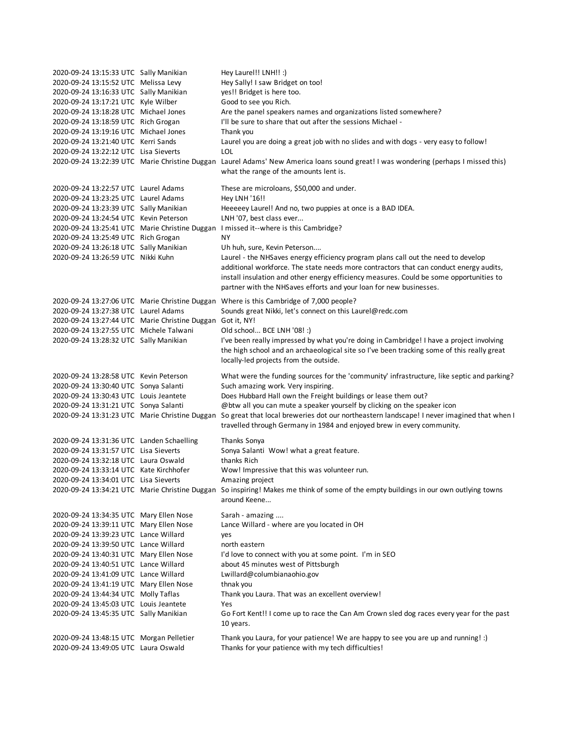| | | |
|---|---|---|
| 2020-09-24 13:15:33 UTC | Sally Manikian | Hey Laurel!! LNH!! :) |
| 2020-09-24 13:15:52 UTC | Melissa Levy | Hey Sally! I saw Bridget on too! |
| 2020-09-24 13:16:33 UTC | Sally Manikian | yes!! Bridget is here too. |
| 2020-09-24 13:17:21 UTC | Kyle Wilber | Good to see you Rich. |
| 2020-09-24 13:18:28 UTC | Michael Jones | Are the panel speakers names and organizations listed somewhere? |
| 2020-09-24 13:18:59 UTC | Rich Grogan | I'll be sure to share that out after the sessions Michael - |
| 2020-09-24 13:19:16 UTC | Michael Jones | Thank you |
| 2020-09-24 13:21:40 UTC | Kerri Sands | Laurel you are doing a great job with no slides and with dogs - very easy to follow! |
| 2020-09-24 13:22:12 UTC | Lisa Sieverts | LOL |
| 2020-09-24 13:22:39 UTC | Marie Christine Duggan | Laurel Adams' New America loans sound great! I was wondering (perhaps I missed this) what the range of the amounts lent is. |
| 2020-09-24 13:22:57 UTC | Laurel Adams | These are microloans, $50,000 and under. |
| 2020-09-24 13:23:25 UTC | Laurel Adams | Hey LNH '16!! |
| 2020-09-24 13:23:39 UTC | Sally Manikian | Heeeeey Laurel! And no, two puppies at once is a BAD IDEA. |
| 2020-09-24 13:24:54 UTC | Kevin Peterson | LNH '07, best class ever... |
| 2020-09-24 13:25:41 UTC | Marie Christine Duggan | I missed it--where is this Cambridge? |
| 2020-09-24 13:25:49 UTC | Rich Grogan | NY |
| 2020-09-24 13:26:18 UTC | Sally Manikian | Uh huh, sure, Kevin Peterson.... |
| 2020-09-24 13:26:59 UTC | Nikki Kuhn | Laurel - the NHSaves energy efficiency program plans call out the need to develop additional workforce. The state needs more contractors that can conduct energy audits, install insulation and other energy efficiency measures. Could be some opportunities to partner with the NHSaves efforts and your loan for new businesses. |
| 2020-09-24 13:27:06 UTC | Marie Christine Duggan | Where is this Cambridge of 7,000 people? |
| 2020-09-24 13:27:38 UTC | Laurel Adams | Sounds great Nikki, let's connect on this Laurel@redc.com |
| 2020-09-24 13:27:44 UTC | Marie Christine Duggan | Got it, NY! |
| 2020-09-24 13:27:55 UTC | Michele Talwani | Old school... BCE LNH '08! :) |
| 2020-09-24 13:28:32 UTC | Sally Manikian | I've been really impressed by what you're doing in Cambridge! I have a project involving the high school and an archaeological site so I've been tracking some of this really great locally-led projects from the outside. |
| 2020-09-24 13:28:58 UTC | Kevin Peterson | What were the funding sources for the 'community' infrastructure, like septic and parking? |
| 2020-09-24 13:30:40 UTC | Sonya Salanti | Such amazing work. Very inspiring. |
| 2020-09-24 13:30:43 UTC | Louis Jeantete | Does Hubbard Hall own the Freight buildings or lease them out? |
| 2020-09-24 13:31:21 UTC | Sonya Salanti | @btw all you can mute a speaker yourself by clicking on the speaker icon |
| 2020-09-24 13:31:23 UTC | Marie Christine Duggan | So great that local breweries dot our northeastern landscape! I never imagined that when I travelled through Germany in 1984 and enjoyed brew in every community. |
| 2020-09-24 13:31:36 UTC | Landen Schaelling | Thanks Sonya |
| 2020-09-24 13:31:57 UTC | Lisa Sieverts | Sonya Salanti Wow! what a great feature. |
| 2020-09-24 13:32:18 UTC | Laura Oswald | thanks Rich |
| 2020-09-24 13:33:14 UTC | Kate Kirchhofer | Wow! Impressive that this was volunteer run. |
| 2020-09-24 13:34:01 UTC | Lisa Sieverts | Amazing project |
| 2020-09-24 13:34:21 UTC | Marie Christine Duggan | So inspiring! Makes me think of some of the empty buildings in our own outlying towns around Keene... |
| 2020-09-24 13:34:35 UTC | Mary Ellen Nose | Sarah - amazing .... |
| 2020-09-24 13:39:11 UTC | Mary Ellen Nose | Lance Willard - where are you located in OH |
| 2020-09-24 13:39:23 UTC | Lance Willard | yes |
| 2020-09-24 13:39:50 UTC | Lance Willard | north eastern |
| 2020-09-24 13:40:31 UTC | Mary Ellen Nose | I'd love to connect with you at some point. I'm in SEO |
| 2020-09-24 13:40:51 UTC | Lance Willard | about 45 minutes west of Pittsburgh |
| 2020-09-24 13:41:09 UTC | Lance Willard | Lwillard@columbianaohio.gov |
| 2020-09-24 13:41:19 UTC | Mary Ellen Nose | thnak you |
| 2020-09-24 13:44:34 UTC | Molly Taflas | Thank you Laura. That was an excellent overview! |
| 2020-09-24 13:45:03 UTC | Louis Jeantete | Yes |
| 2020-09-24 13:45:35 UTC | Sally Manikian | Go Fort Kent!! I come up to race the Can Am Crown sled dog races every year for the past 10 years. |
| 2020-09-24 13:48:15 UTC | Morgan Pelletier | Thank you Laura, for your patience! We are happy to see you are up and running! :) |
| 2020-09-24 13:49:05 UTC | Laura Oswald | Thanks for your patience with my tech difficulties! |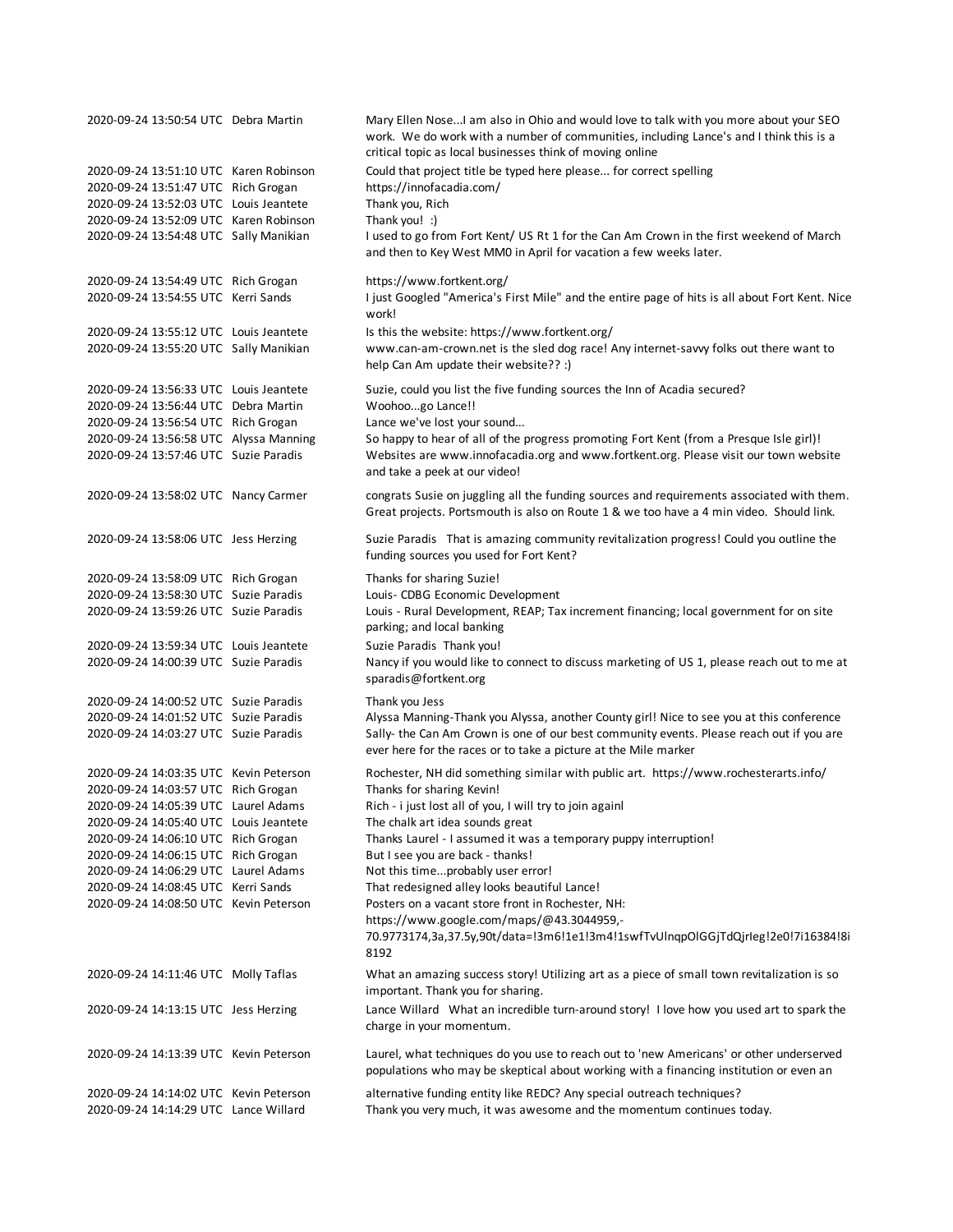| | | |
|---|---|---|
| 2020-09-24 13:50:54 UTC | Debra Martin | Mary Ellen Nose...I am also in Ohio and would love to talk with you more about your SEO work. We do work with a number of communities, including Lance's and I think this is a critical topic as local businesses think of moving online |
| 2020-09-24 13:51:10 UTC | Karen Robinson | Could that project title be typed here please... for correct spelling |
| 2020-09-24 13:51:47 UTC | Rich Grogan | https://innofacadia.com/ |
| 2020-09-24 13:52:03 UTC | Louis Jeantete | Thank you, Rich |
| 2020-09-24 13:52:09 UTC | Karen Robinson | Thank you! :) |
| 2020-09-24 13:54:48 UTC | Sally Manikian | I used to go from Fort Kent/ US Rt 1 for the Can Am Crown in the first weekend of March and then to Key West MM0 in April for vacation a few weeks later. |
| 2020-09-24 13:54:49 UTC | Rich Grogan | https://www.fortkent.org/ |
| 2020-09-24 13:54:55 UTC | Kerri Sands | I just Googled "America's First Mile" and the entire page of hits is all about Fort Kent. Nice work! |
| 2020-09-24 13:55:12 UTC | Louis Jeantete | Is this the website: https://www.fortkent.org/ |
| 2020-09-24 13:55:20 UTC | Sally Manikian | www.can-am-crown.net is the sled dog race! Any internet-savvy folks out there want to help Can Am update their website?? :) |
| 2020-09-24 13:56:33 UTC | Louis Jeantete | Suzie, could you list the five funding sources the Inn of Acadia secured? |
| 2020-09-24 13:56:44 UTC | Debra Martin | Woohoo...go Lance!! |
| 2020-09-24 13:56:54 UTC | Rich Grogan | Lance we've lost your sound... |
| 2020-09-24 13:56:58 UTC | Alyssa Manning | So happy to hear of all of the progress promoting Fort Kent (from a Presque Isle girl)! |
| 2020-09-24 13:57:46 UTC | Suzie Paradis | Websites are www.innofacadia.org and www.fortkent.org. Please visit our town website and take a peek at our video! |
| 2020-09-24 13:58:02 UTC | Nancy Carmer | congrats Susie on juggling all the funding sources and requirements associated with them. Great projects. Portsmouth is also on Route 1 & we too have a 4 min video. Should link. |
| 2020-09-24 13:58:06 UTC | Jess Herzing | Suzie Paradis That is amazing community revitalization progress! Could you outline the funding sources you used for Fort Kent? |
| 2020-09-24 13:58:09 UTC | Rich Grogan | Thanks for sharing Suzie! |
| 2020-09-24 13:58:30 UTC | Suzie Paradis | Louis- CDBG Economic Development |
| 2020-09-24 13:59:26 UTC | Suzie Paradis | Louis - Rural Development, REAP; Tax increment financing; local government for on site parking; and local banking |
| 2020-09-24 13:59:34 UTC | Louis Jeantete | Suzie Paradis Thank you! |
| 2020-09-24 14:00:39 UTC | Suzie Paradis | Nancy if you would like to connect to discuss marketing of US 1, please reach out to me at sparadis@fortkent.org |
| 2020-09-24 14:00:52 UTC | Suzie Paradis | Thank you Jess |
| 2020-09-24 14:01:52 UTC | Suzie Paradis | Alyssa Manning-Thank you Alyssa, another County girl! Nice to see you at this conference |
| 2020-09-24 14:03:27 UTC | Suzie Paradis | Sally- the Can Am Crown is one of our best community events. Please reach out if you are ever here for the races or to take a picture at the Mile marker |
| 2020-09-24 14:03:35 UTC | Kevin Peterson | Rochester, NH did something similar with public art. https://www.rochesterarts.info/ |
| 2020-09-24 14:03:57 UTC | Rich Grogan | Thanks for sharing Kevin! |
| 2020-09-24 14:05:39 UTC | Laurel Adams | Rich - i just lost all of you, I will try to join againl |
| 2020-09-24 14:05:40 UTC | Louis Jeantete | The chalk art idea sounds great |
| 2020-09-24 14:06:10 UTC | Rich Grogan | Thanks Laurel - I assumed it was a temporary puppy interruption! |
| 2020-09-24 14:06:15 UTC | Rich Grogan | But I see you are back - thanks! |
| 2020-09-24 14:06:29 UTC | Laurel Adams | Not this time...probably user error! |
| 2020-09-24 14:08:45 UTC | Kerri Sands | That redesigned alley looks beautiful Lance! |
| 2020-09-24 14:08:50 UTC | Kevin Peterson | Posters on a vacant store front in Rochester, NH: https://www.google.com/maps/@43.3044959,-70.9773174,3a,37.5y,90t/data=!3m6!1e1!3m4!1swfTvUlnqpOlGGjTdQjrIeg!2e0!7i16384!8i8192 |
| 2020-09-24 14:11:46 UTC | Molly Taflas | What an amazing success story! Utilizing art as a piece of small town revitalization is so important. Thank you for sharing. |
| 2020-09-24 14:13:15 UTC | Jess Herzing | Lance Willard What an incredible turn-around story! I love how you used art to spark the charge in your momentum. |
| 2020-09-24 14:13:39 UTC | Kevin Peterson | Laurel, what techniques do you use to reach out to 'new Americans' or other underserved populations who may be skeptical about working with a financing institution or even an |
| 2020-09-24 14:14:02 UTC | Kevin Peterson | alternative funding entity like REDC? Any special outreach techniques? |
| 2020-09-24 14:14:29 UTC | Lance Willard | Thank you very much, it was awesome and the momentum continues today. |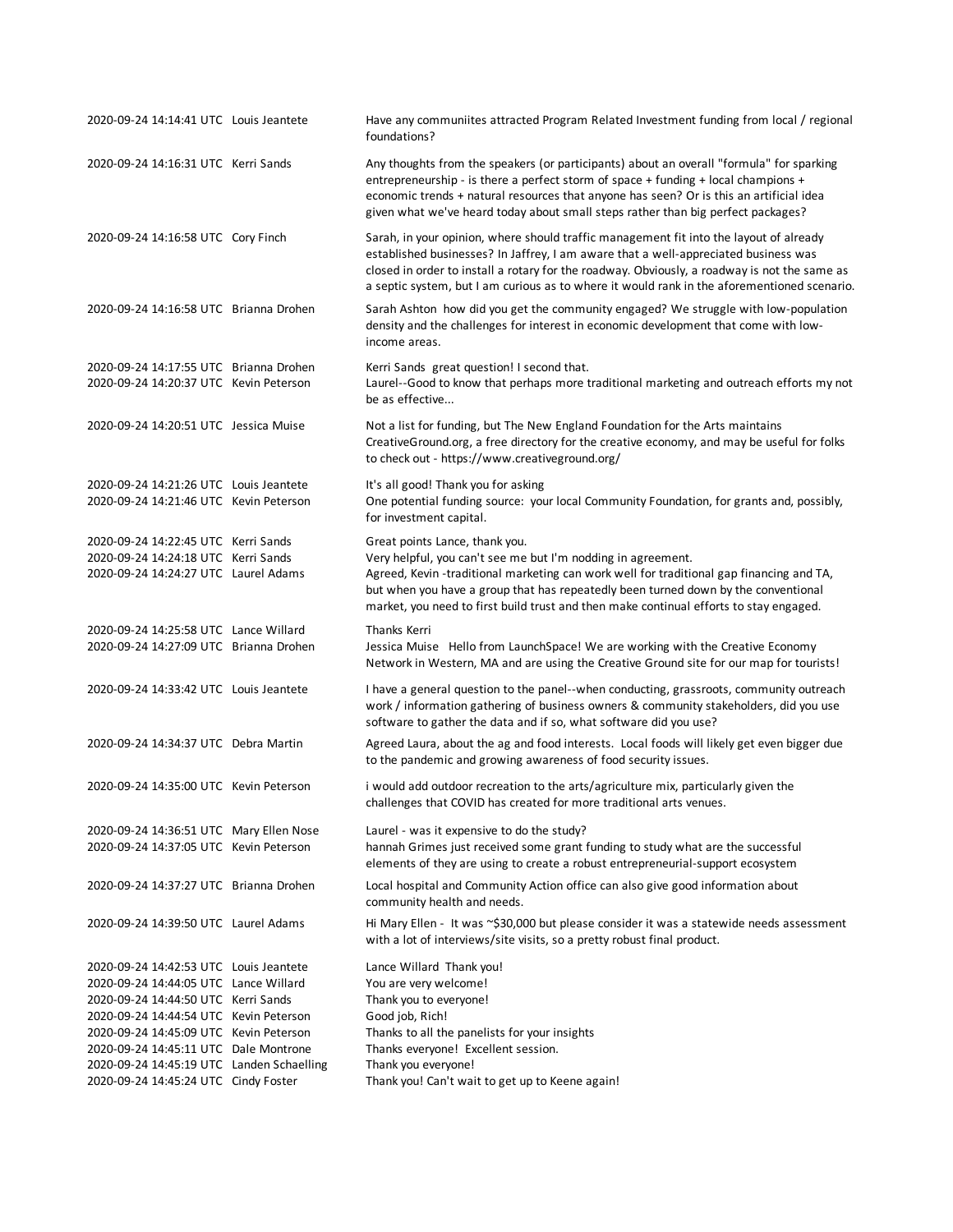| | | |
|---|---|---|
| 2020-09-24 14:14:41 UTC | Louis Jeantete | Have any communiites attracted Program Related Investment funding from local / regional foundations? |
| 2020-09-24 14:16:31 UTC | Kerri Sands | Any thoughts from the speakers (or participants) about an overall "formula" for sparking entrepreneurship - is there a perfect storm of space + funding + local champions + economic trends + natural resources that anyone has seen? Or is this an artificial idea given what we've heard today about small steps rather than big perfect packages? |
| 2020-09-24 14:16:58 UTC | Cory Finch | Sarah, in your opinion, where should traffic management fit into the layout of already established businesses? In Jaffrey, I am aware that a well-appreciated business was closed in order to install a rotary for the roadway. Obviously, a roadway is not the same as a septic system, but I am curious as to where it would rank in the aforementioned scenario. |
| 2020-09-24 14:16:58 UTC | Brianna Drohen | Sarah Ashton how did you get the community engaged? We struggle with low-population density and the challenges for interest in economic development that come with low-income areas. |
| 2020-09-24 14:17:55 UTC | Brianna Drohen | Kerri Sands great question! I second that. |
| 2020-09-24 14:20:37 UTC | Kevin Peterson | Laurel--Good to know that perhaps more traditional marketing and outreach efforts my not be as effective... |
| 2020-09-24 14:20:51 UTC | Jessica Muise | Not a list for funding, but The New England Foundation for the Arts maintains CreativeGround.org, a free directory for the creative economy, and may be useful for folks to check out - https://www.creativeground.org/ |
| 2020-09-24 14:21:26 UTC | Louis Jeantete | It's all good! Thank you for asking |
| 2020-09-24 14:21:46 UTC | Kevin Peterson | One potential funding source: your local Community Foundation, for grants and, possibly, for investment capital. |
| 2020-09-24 14:22:45 UTC | Kerri Sands | Great points Lance, thank you. |
| 2020-09-24 14:24:18 UTC | Kerri Sands | Very helpful, you can't see me but I'm nodding in agreement. |
| 2020-09-24 14:24:27 UTC | Laurel Adams | Agreed, Kevin -traditional marketing can work well for traditional gap financing and TA, but when you have a group that has repeatedly been turned down by the conventional market, you need to first build trust and then make continual efforts to stay engaged. |
| 2020-09-24 14:25:58 UTC | Lance Willard | Thanks Kerri |
| 2020-09-24 14:27:09 UTC | Brianna Drohen | Jessica Muise Hello from LaunchSpace! We are working with the Creative Economy Network in Western, MA and are using the Creative Ground site for our map for tourists! |
| 2020-09-24 14:33:42 UTC | Louis Jeantete | I have a general question to the panel--when conducting, grassroots, community outreach work / information gathering of business owners & community stakeholders, did you use software to gather the data and if so, what software did you use? |
| 2020-09-24 14:34:37 UTC | Debra Martin | Agreed Laura, about the ag and food interests. Local foods will likely get even bigger due to the pandemic and growing awareness of food security issues. |
| 2020-09-24 14:35:00 UTC | Kevin Peterson | i would add outdoor recreation to the arts/agriculture mix, particularly given the challenges that COVID has created for more traditional arts venues. |
| 2020-09-24 14:36:51 UTC | Mary Ellen Nose | Laurel - was it expensive to do the study? |
| 2020-09-24 14:37:05 UTC | Kevin Peterson | hannah Grimes just received some grant funding to study what are the successful elements of they are using to create a robust entrepreneurial-support ecosystem |
| 2020-09-24 14:37:27 UTC | Brianna Drohen | Local hospital and Community Action office can also give good information about community health and needs. |
| 2020-09-24 14:39:50 UTC | Laurel Adams | Hi Mary Ellen - It was ~$30,000 but please consider it was a statewide needs assessment with a lot of interviews/site visits, so a pretty robust final product. |
| 2020-09-24 14:42:53 UTC | Louis Jeantete | Lance Willard Thank you! |
| 2020-09-24 14:44:05 UTC | Lance Willard | You are very welcome! |
| 2020-09-24 14:44:50 UTC | Kerri Sands | Thank you to everyone! |
| 2020-09-24 14:44:54 UTC | Kevin Peterson | Good job, Rich! |
| 2020-09-24 14:45:09 UTC | Kevin Peterson | Thanks to all the panelists for your insights |
| 2020-09-24 14:45:11 UTC | Dale Montrone | Thanks everyone! Excellent session. |
| 2020-09-24 14:45:19 UTC | Landen Schaelling | Thank you everyone! |
| 2020-09-24 14:45:24 UTC | Cindy Foster | Thank you! Can't wait to get up to Keene again! |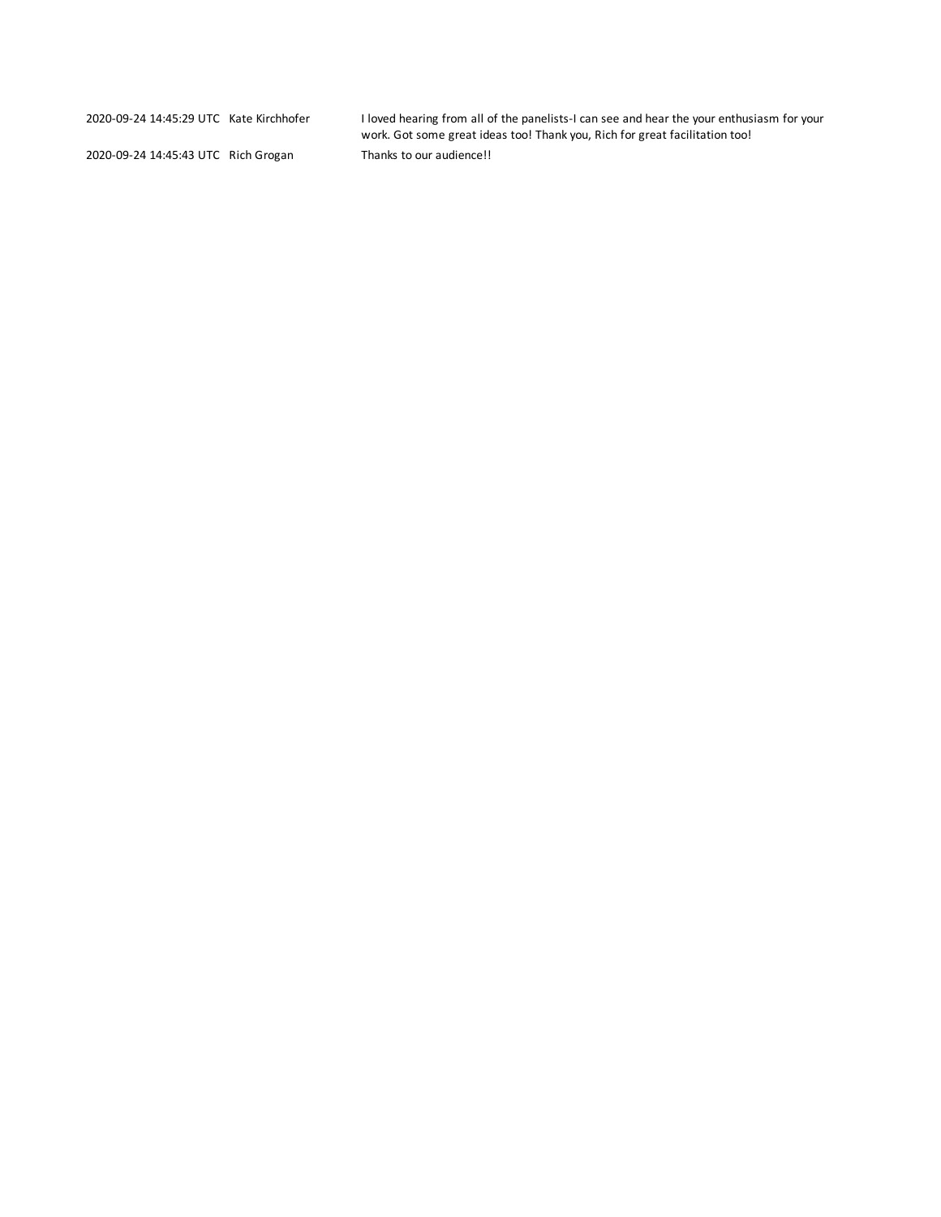| | | |
|---|---|---|
| 2020-09-24 14:45:29 UTC | Kate Kirchhofer | I loved hearing from all of the panelists-I can see and hear the your enthusiasm for your work. Got some great ideas too! Thank you, Rich for great facilitation too! |
| 2020-09-24 14:45:43 UTC | Rich Grogan | Thanks to our audience!! |